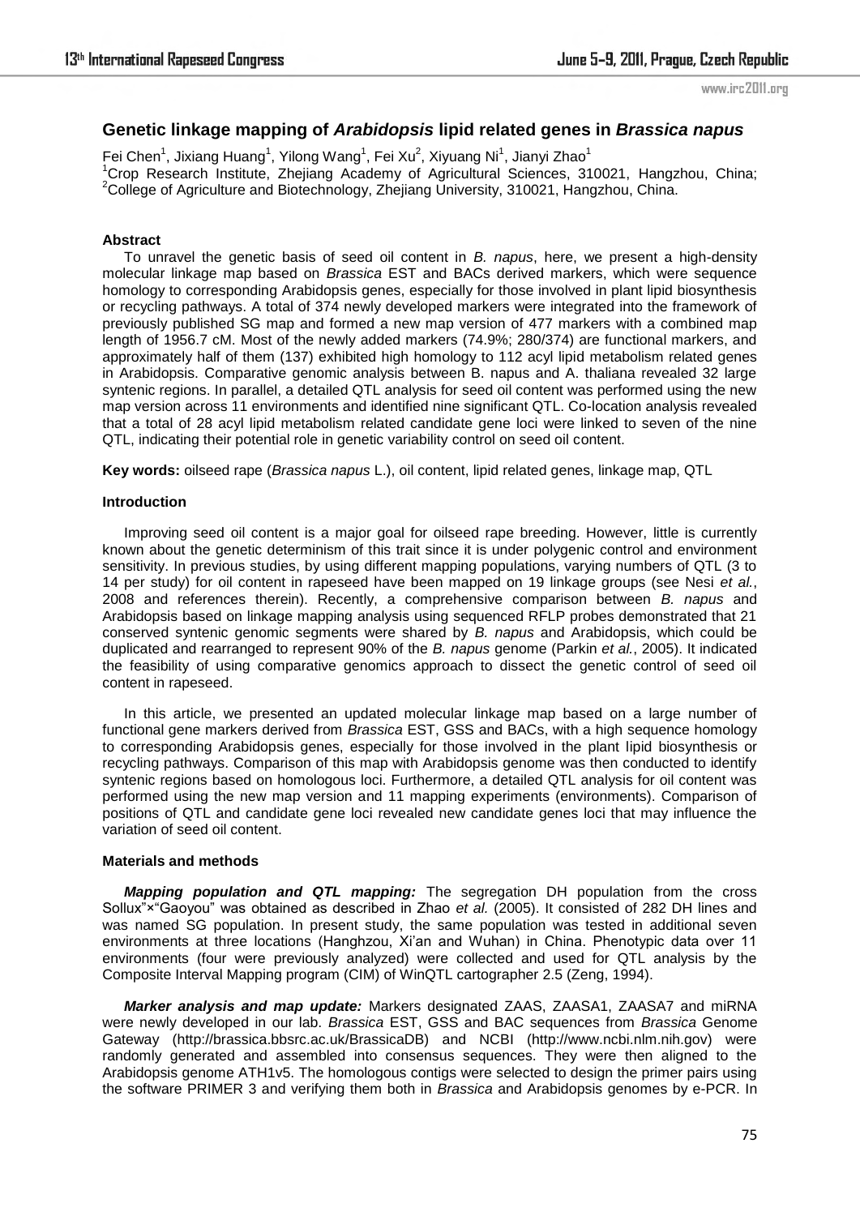# Genetic linkage mapping of *Arabidopsis* lipid related genes in *Brassica napus*

Fei Chen[1], Jixiang Huang[1], Yilong Wang[1], Fei Xu[2], Xiyuang Ni[1], Jianyi Zhao[1]

[1]Crop Research Institute, Zhejiang Academy of Agricultural Sciences, 310021, Hangzhou, China;
[2]College of Agriculture and Biotechnology, Zhejiang University, 310021, Hangzhou, China.

### Abstract

To unravel the genetic basis of seed oil content in *B. napus*, here, we present a high-density molecular linkage map based on *Brassica* EST and BACs derived markers, which were sequence homology to corresponding Arabidopsis genes, especially for those involved in plant lipid biosynthesis or recycling pathways. A total of 374 newly developed markers were integrated into the framework of previously published SG map and formed a new map version of 477 markers with a combined map length of 1956.7 cM. Most of the newly added markers (74.9%; 280/374) are functional markers, and approximately half of them (137) exhibited high homology to 112 acyl lipid metabolism related genes in Arabidopsis. Comparative genomic analysis between B. napus and A. thaliana revealed 32 large syntenic regions. In parallel, a detailed QTL analysis for seed oil content was performed using the new map version across 11 environments and identified nine significant QTL. Co-location analysis revealed that a total of 28 acyl lipid metabolism related candidate gene loci were linked to seven of the nine QTL, indicating their potential role in genetic variability control on seed oil content.

**Key words:** oilseed rape (*Brassica napus* L.), oil content, lipid related genes, linkage map, QTL

### Introduction

Improving seed oil content is a major goal for oilseed rape breeding. However, little is currently known about the genetic determinism of this trait since it is under polygenic control and environment sensitivity. In previous studies, by using different mapping populations, varying numbers of QTL (3 to 14 per study) for oil content in rapeseed have been mapped on 19 linkage groups (see Nesi *et al.*, 2008 and references therein). Recently, a comprehensive comparison between *B. napus* and Arabidopsis based on linkage mapping analysis using sequenced RFLP probes demonstrated that 21 conserved syntenic genomic segments were shared by *B. napus* and Arabidopsis, which could be duplicated and rearranged to represent 90% of the *B. napus* genome (Parkin *et al.*, 2005). It indicated the feasibility of using comparative genomics approach to dissect the genetic control of seed oil content in rapeseed.

In this article, we presented an updated molecular linkage map based on a large number of functional gene markers derived from *Brassica* EST, GSS and BACs, with a high sequence homology to corresponding Arabidopsis genes, especially for those involved in the plant lipid biosynthesis or recycling pathways. Comparison of this map with Arabidopsis genome was then conducted to identify syntenic regions based on homologous loci. Furthermore, a detailed QTL analysis for oil content was performed using the new map version and 11 mapping experiments (environments). Comparison of positions of QTL and candidate gene loci revealed new candidate genes loci that may influence the variation of seed oil content.

### Materials and methods

***Mapping population and QTL mapping:*** The segregation DH population from the cross Sollux"×"Gaoyou" was obtained as described in Zhao *et al.* (2005). It consisted of 282 DH lines and was named SG population. In present study, the same population was tested in additional seven environments at three locations (Hanghzou, Xi'an and Wuhan) in China. Phenotypic data over 11 environments (four were previously analyzed) were collected and used for QTL analysis by the Composite Interval Mapping program (CIM) of WinQTL cartographer 2.5 (Zeng, 1994).

***Marker analysis and map update:*** Markers designated ZAAS, ZAASA1, ZAASA7 and miRNA were newly developed in our lab. *Brassica* EST, GSS and BAC sequences from *Brassica* Genome Gateway (http://brassica.bbsrc.ac.uk/BrassicaDB) and NCBI (http://www.ncbi.nlm.nih.gov) were randomly generated and assembled into consensus sequences. They were then aligned to the Arabidopsis genome ATH1v5. The homologous contigs were selected to design the primer pairs using the software PRIMER 3 and verifying them both in *Brassica* and Arabidopsis genomes by e-PCR. In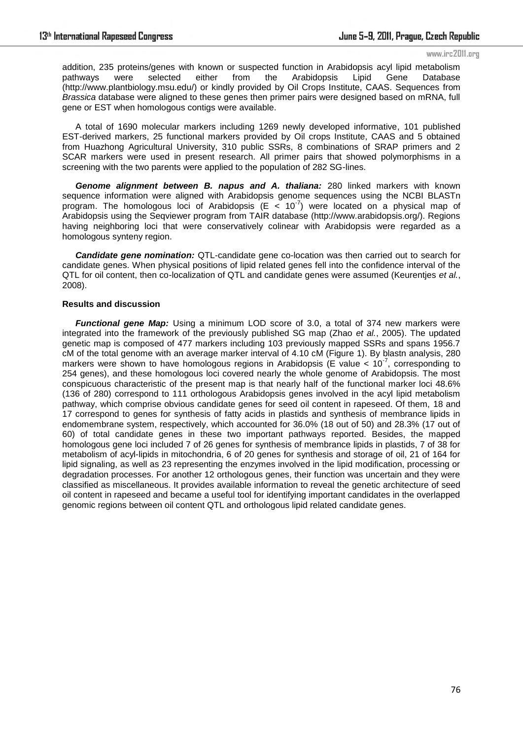addition, 235 proteins/genes with known or suspected function in Arabidopsis acyl lipid metabolism pathways were selected either from the Arabidopsis Lipid Gene Database (http://www.plantbiology.msu.edu/) or kindly provided by Oil Crops Institute, CAAS. Sequences from *Brassica* database were aligned to these genes then primer pairs were designed based on mRNA, full gene or EST when homologous contigs were available.

A total of 1690 molecular markers including 1269 newly developed informative, 101 published EST-derived markers, 25 functional markers provided by Oil crops Institute, CAAS and 5 obtained from Huazhong Agricultural University, 310 public SSRs, 8 combinations of SRAP primers and 2 SCAR markers were used in present research. All primer pairs that showed polymorphisms in a screening with the two parents were applied to the population of 282 SG-lines.

***Genome alignment between B. napus and A. thaliana:*** 280 linked markers with known sequence information were aligned with Arabidopsis genome sequences using the NCBI BLASTn program. The homologous loci of Arabidopsis ($E < 10^{-7}$) were located on a physical map of Arabidopsis using the Seqviewer program from TAIR database (http://www.arabidopsis.org/). Regions having neighboring loci that were conservatively colinear with Arabidopsis were regarded as a homologous synteny region.

***Candidate gene nomination:*** QTL-candidate gene co-location was then carried out to search for candidate genes. When physical positions of lipid related genes fell into the confidence interval of the QTL for oil content, then co-localization of QTL and candidate genes were assumed (Keurentjes *et al.*, 2008).

**Results and discussion**

***Functional gene Map:*** Using a minimum LOD score of 3.0, a total of 374 new markers were integrated into the framework of the previously published SG map (Zhao *et al.*, 2005). The updated genetic map is composed of 477 markers including 103 previously mapped SSRs and spans 1956.7 cM of the total genome with an average marker interval of 4.10 cM (Figure 1). By blastn analysis, 280 markers were shown to have homologous regions in Arabidopsis (E value $< 10^{-7}$, corresponding to 254 genes), and these homologous loci covered nearly the whole genome of Arabidopsis. The most conspicuous characteristic of the present map is that nearly half of the functional marker loci 48.6% (136 of 280) correspond to 111 orthologous Arabidopsis genes involved in the acyl lipid metabolism pathway, which comprise obvious candidate genes for seed oil content in rapeseed. Of them, 18 and 17 correspond to genes for synthesis of fatty acids in plastids and synthesis of membrance lipids in endomembrane system, respectively, which accounted for 36.0% (18 out of 50) and 28.3% (17 out of 60) of total candidate genes in these two important pathways reported. Besides, the mapped homologous gene loci included 7 of 26 genes for synthesis of membrance lipids in plastids, 7 of 38 for metabolism of acyl-lipids in mitochondria, 6 of 20 genes for synthesis and storage of oil, 21 of 164 for lipid signaling, as well as 23 representing the enzymes involved in the lipid modification, processing or degradation processes. For another 12 orthologous genes, their function was uncertain and they were classified as miscellaneous. It provides available information to reveal the genetic architecture of seed oil content in rapeseed and became a useful tool for identifying important candidates in the overlapped genomic regions between oil content QTL and orthologous lipid related candidate genes.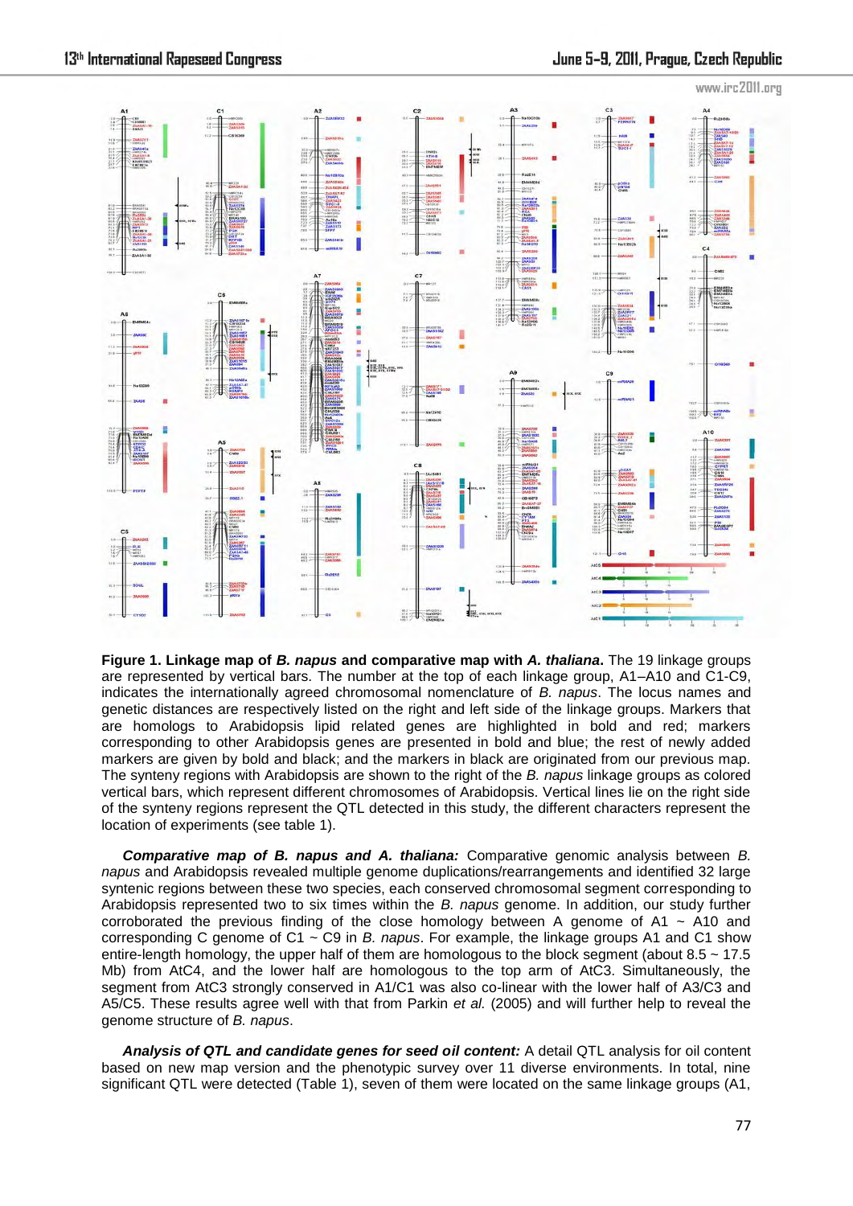**Figure 1. Linkage map of *B. napus* and comparative map with *A. thaliana*.** The 19 linkage groups are represented by vertical bars. The number at the top of each linkage group, A1–A10 and C1-C9, indicates the internationally agreed chromosomal nomenclature of *B. napus*. The locus names and genetic distances are respectively listed on the right and left side of the linkage groups. Markers that are homologs to Arabidopsis lipid related genes are highlighted in bold and red; markers corresponding to other Arabidopsis genes are presented in bold and blue; the rest of newly added markers are given by bold and black; and the markers in black are originated from our previous map. The synteny regions with Arabidopsis are shown to the right of the *B. napus* linkage groups as colored vertical bars, which represent different chromosomes of Arabidopsis. Vertical lines lie on the right side of the synteny regions represent the QTL detected in this study, the different characters represent the location of experiments (see table 1).

***Comparative map of B. napus and A. thaliana:*** Comparative genomic analysis between *B. napus* and Arabidopsis revealed multiple genome duplications/rearrangements and identified 32 large syntenic regions between these two species, each conserved chromosomal segment corresponding to Arabidopsis represented two to six times within the *B. napus* genome. In addition, our study further corroborated the previous finding of the close homology between A genome of A1 ~ A10 and corresponding C genome of C1 ~ C9 in *B. napus*. For example, the linkage groups A1 and C1 show entire-length homology, the upper half of them are homologous to the block segment (about 8.5 ~ 17.5 Mb) from AtC4, and the lower half are homologous to the top arm of AtC3. Simultaneously, the segment from AtC3 strongly conserved in A1/C1 was also co-linear with the lower half of A3/C3 and A5/C5. These results agree well with that from Parkin *et al.* (2005) and will further help to reveal the genome structure of *B. napus*.

***Analysis of QTL and candidate genes for seed oil content:*** A detail QTL analysis for oil content based on new map version and the phenotypic survey over 11 diverse environments. In total, nine significant QTL were detected (Table 1), seven of them were located on the same linkage groups (A1,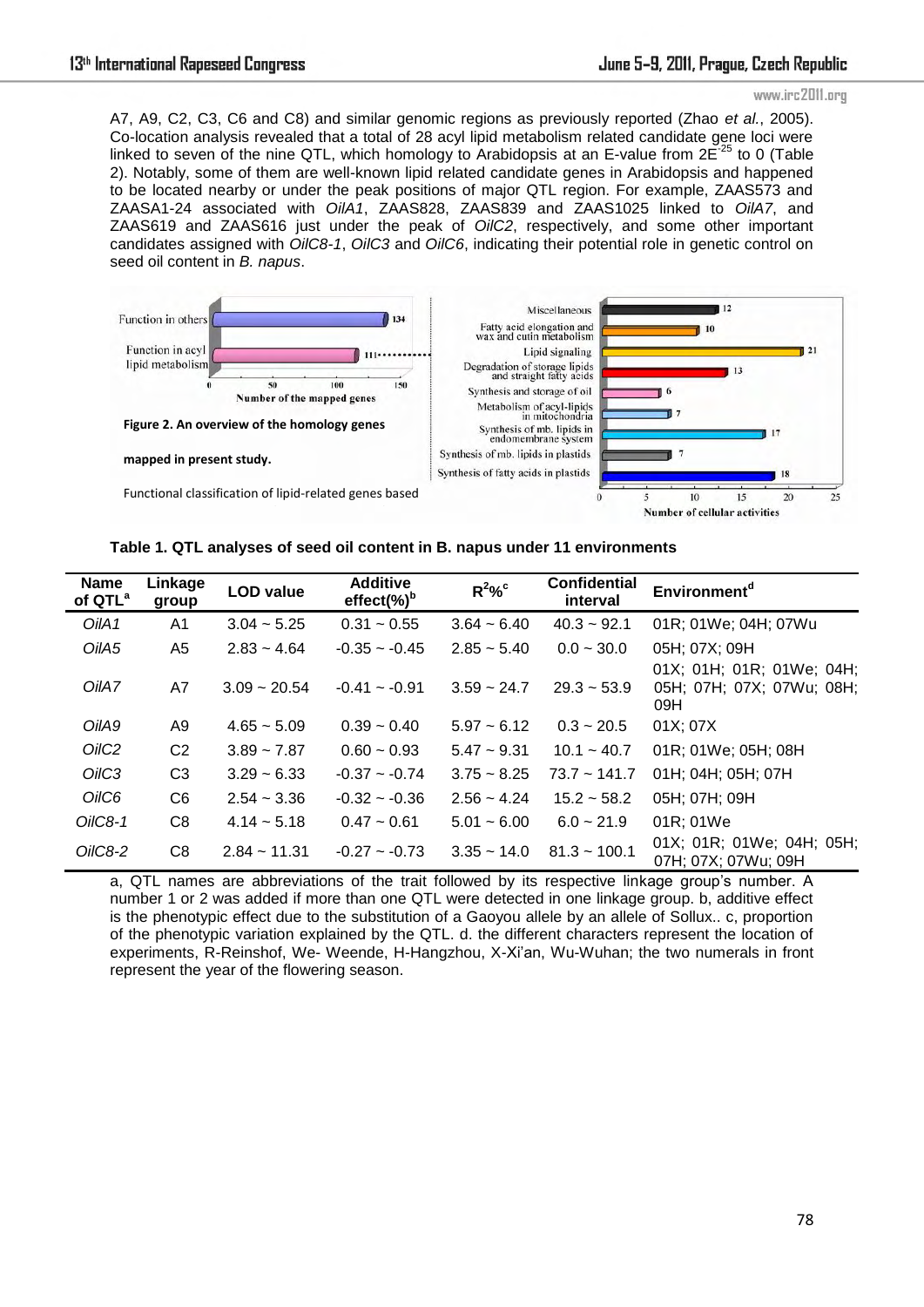A7, A9, C2, C3, C6 and C8) and similar genomic regions as previously reported (Zhao *et al.*, 2005). Co-location analysis revealed that a total of 28 acyl lipid metabolism related candidate gene loci were linked to seven of the nine QTL, which homology to Arabidopsis at an E-value from $2E^{-25}$ to 0 (Table 2). Notably, some of them are well-known lipid related candidate genes in Arabidopsis and happened to be located nearby or under the peak positions of major QTL region. For example, ZAAS573 and ZAASA1-24 associated with *OilA1*, ZAAS828, ZAAS839 and ZAAS1025 linked to *OilA7*, and ZAAS619 and ZAAS616 just under the peak of *OilC2*, respectively, and some other important candidates assigned with *OilC8-1*, *OilC3* and *OilC6*, indicating their potential role in genetic control on seed oil content in *B. napus*.

**Figure 2. An overview of the homology genes mapped in present study.**

Functional classification of lipid-related genes based

**Table 1. QTL analyses of seed oil content in B. napus under 11 environments**

| Name of QTL[a] | Linkage group | LOD value | Additive effect(%)[b] | $R^2$%[c] | Confidential interval | Environment[d] |
|---|---|---|---|---|---|---|
| *OilA1* | A1 | 3.04 ~ 5.25 | 0.31 ~ 0.55 | 3.64 ~ 6.40 | 40.3 ~ 92.1 | 01R; 01We; 04H; 07Wu |
| *OilA5* | A5 | 2.83 ~ 4.64 | -0.35 ~ -0.45 | 2.85 ~ 5.40 | 0.0 ~ 30.0 | 05H; 07X; 09H |
| *OilA7* | A7 | 3.09 ~ 20.54 | -0.41 ~ -0.91 | 3.59 ~ 24.7 | 29.3 ~ 53.9 | 01X; 01H; 01R; 01We; 04H; 05H; 07H; 07X; 07Wu; 08H; 09H |
| *OilA9* | A9 | 4.65 ~ 5.09 | 0.39 ~ 0.40 | 5.97 ~ 6.12 | 0.3 ~ 20.5 | 01X; 07X |
| *OilC2* | C2 | 3.89 ~ 7.87 | 0.60 ~ 0.93 | 5.47 ~ 9.31 | 10.1 ~ 40.7 | 01R; 01We; 05H; 08H |
| *OilC3* | C3 | 3.29 ~ 6.33 | -0.37 ~ -0.74 | 3.75 ~ 8.25 | 73.7 ~ 141.7 | 01H; 04H; 05H; 07H |
| *OilC6* | C6 | 2.54 ~ 3.36 | -0.32 ~ -0.36 | 2.56 ~ 4.24 | 15.2 ~ 58.2 | 05H; 07H; 09H |
| *OilC8-1* | C8 | 4.14 ~ 5.18 | 0.47 ~ 0.61 | 5.01 ~ 6.00 | 6.0 ~ 21.9 | 01R; 01We |
| *OilC8-2* | C8 | 2.84 ~ 11.31 | -0.27 ~ -0.73 | 3.35 ~ 14.0 | 81.3 ~ 100.1 | 01X; 01R; 01We; 04H; 05H; 07H; 07X; 07Wu; 09H |

a, QTL names are abbreviations of the trait followed by its respective linkage group's number. A number 1 or 2 was added if more than one QTL were detected in one linkage group. b, additive effect is the phenotypic effect due to the substitution of a Gaoyou allele by an allele of Sollux.. c, proportion of the phenotypic variation explained by the QTL. d. the different characters represent the location of experiments, R-Reinshof, We- Weende, H-Hangzhou, X-Xi'an, Wu-Wuhan; the two numerals in front represent the year of the flowering season.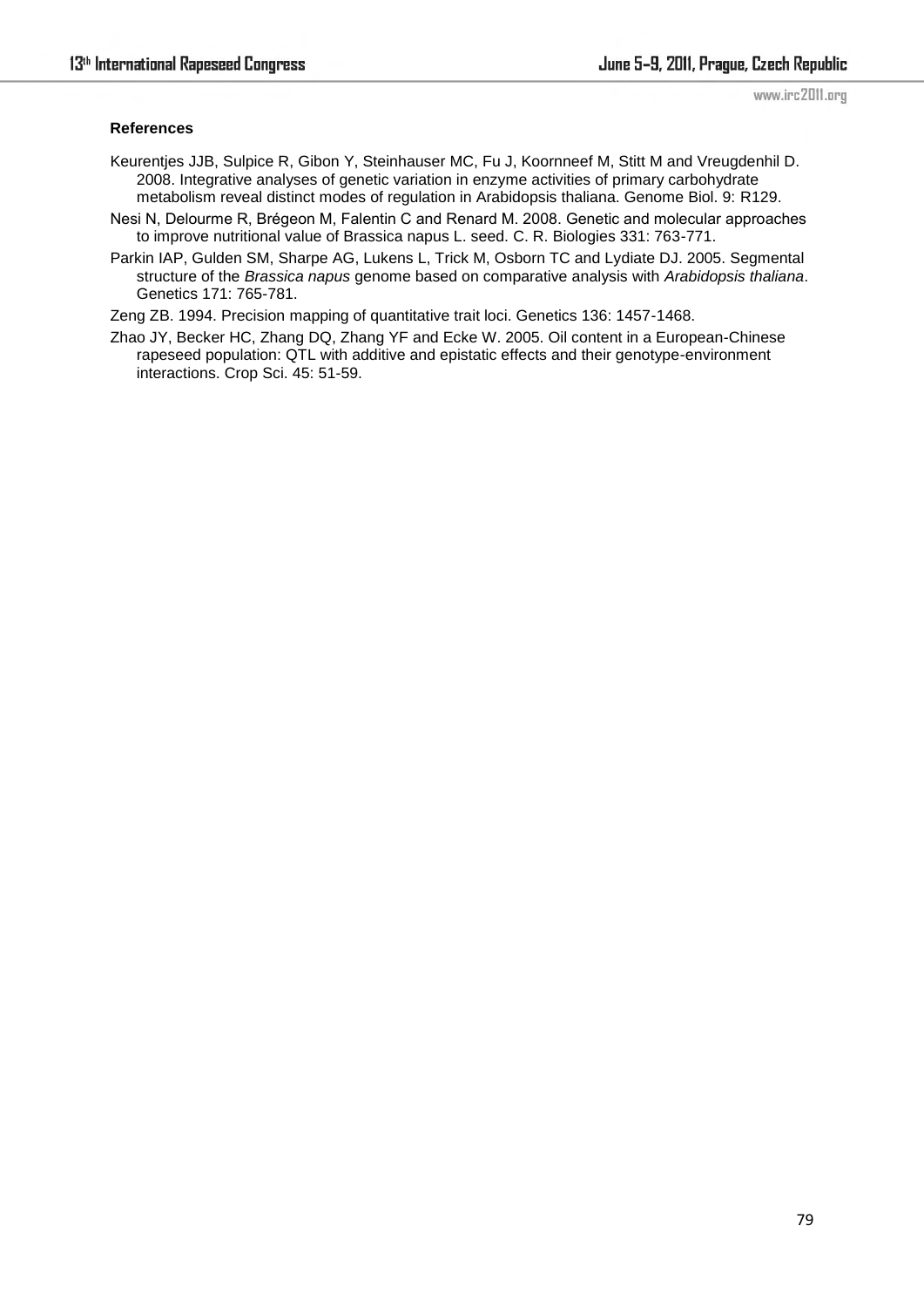**References**

Keurentjes JJB, Sulpice R, Gibon Y, Steinhauser MC, Fu J, Koornneef M, Stitt M and Vreugdenhil D. 2008. Integrative analyses of genetic variation in enzyme activities of primary carbohydrate metabolism reveal distinct modes of regulation in Arabidopsis thaliana. Genome Biol. 9: R129.

Nesi N, Delourme R, Brégeon M, Falentin C and Renard M. 2008. Genetic and molecular approaches to improve nutritional value of Brassica napus L. seed. C. R. Biologies 331: 763-771.

Parkin IAP, Gulden SM, Sharpe AG, Lukens L, Trick M, Osborn TC and Lydiate DJ. 2005. Segmental structure of the *Brassica napus* genome based on comparative analysis with *Arabidopsis thaliana*. Genetics 171: 765-781.

Zeng ZB. 1994. Precision mapping of quantitative trait loci. Genetics 136: 1457-1468.

Zhao JY, Becker HC, Zhang DQ, Zhang YF and Ecke W. 2005. Oil content in a European-Chinese rapeseed population: QTL with additive and epistatic effects and their genotype-environment interactions. Crop Sci. 45: 51-59.